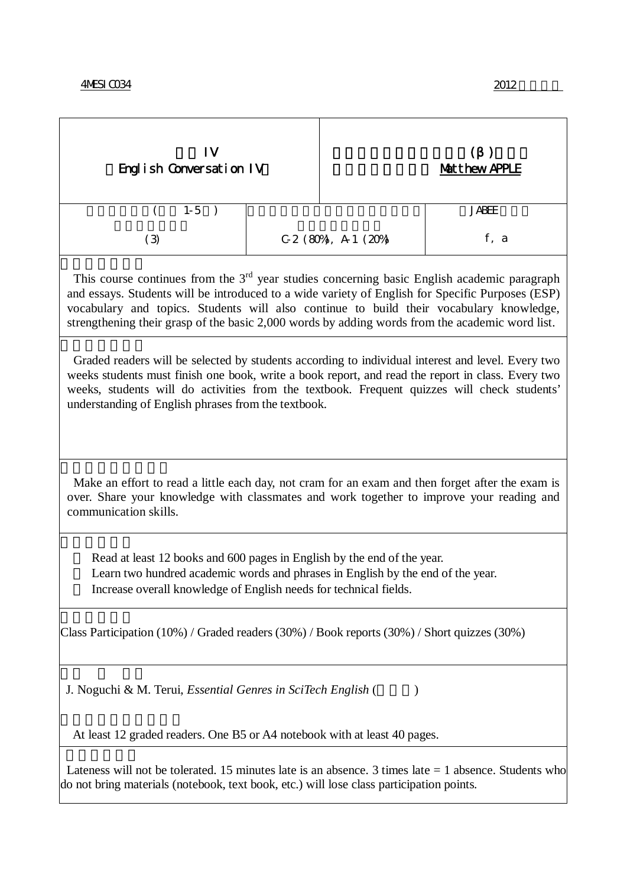4MESIC034　　　　　　　　　　　　　　　　　　　　　　　　　　　　　　　　　2012

| IV<br>English Conversation IV | (β)<br>Matthew APPLE | |
|---|---|---|
| ( 1-5 ) | | JABEE |
| (3) | C-2 (80%), A-1 (20%) | f, a |

This course continues from the 3rd year studies concerning basic English academic paragraph and essays. Students will be introduced to a wide variety of English for Specific Purposes (ESP) vocabulary and topics. Students will also continue to build their vocabulary knowledge, strengthening their grasp of the basic 2,000 words by adding words from the academic word list.

Graded readers will be selected by students according to individual interest and level. Every two weeks students must finish one book, write a book report, and read the report in class. Every two weeks, students will do activities from the textbook. Frequent quizzes will check students' understanding of English phrases from the textbook.

Make an effort to read a little each day, not cram for an exam and then forget after the exam is over. Share your knowledge with classmates and work together to improve your reading and communication skills.

- Read at least 12 books and 600 pages in English by the end of the year.
- Learn two hundred academic words and phrases in English by the end of the year.
- Increase overall knowledge of English needs for technical fields.

Class Participation (10%) / Graded readers (30%) / Book reports (30%) / Short quizzes (30%)

J. Noguchi & M. Terui, *Essential Genres in SciTech English* ( )

At least 12 graded readers. One B5 or A4 notebook with at least 40 pages.

Lateness will not be tolerated. 15 minutes late is an absence. 3 times late = 1 absence. Students who do not bring materials (notebook, text book, etc.) will lose class participation points.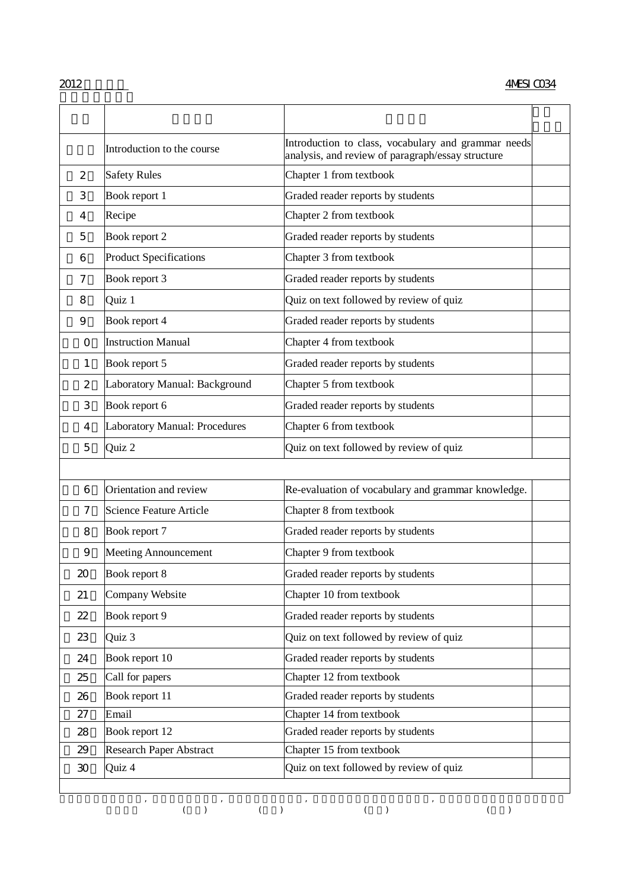2012 4MESIC034

| | | | |
|---|---|---|---|
| | Introduction to the course | Introduction to class, vocabulary and grammar needs analysis, and review of paragraph/essay structure | |
| 2 | Safety Rules | Chapter 1 from textbook | |
| 3 | Book report 1 | Graded reader reports by students | |
| 4 | Recipe | Chapter 2 from textbook | |
| 5 | Book report 2 | Graded reader reports by students | |
| 6 | Product Specifications | Chapter 3 from textbook | |
| 7 | Book report 3 | Graded reader reports by students | |
| 8 | Quiz 1 | Quiz on text followed by review of quiz | |
| 9 | Book report 4 | Graded reader reports by students | |
| 0 | Instruction Manual | Chapter 4 from textbook | |
| 1 | Book report 5 | Graded reader reports by students | |
| 2 | Laboratory Manual: Background | Chapter 5 from textbook | |
| 3 | Book report 6 | Graded reader reports by students | |
| 4 | Laboratory Manual: Procedures | Chapter 6 from textbook | |
| 5 | Quiz 2 | Quiz on text followed by review of quiz | |
| | | | |
| 6 | Orientation and review | Re-evaluation of vocabulary and grammar knowledge. | |
| 7 | Science Feature Article | Chapter 8 from textbook | |
| 8 | Book report 7 | Graded reader reports by students | |
| 9 | Meeting Announcement | Chapter 9 from textbook | |
| 20 | Book report 8 | Graded reader reports by students | |
| 21 | Company Website | Chapter 10 from textbook | |
| 22 | Book report 9 | Graded reader reports by students | |
| 23 | Quiz 3 | Quiz on text followed by review of quiz | |
| 24 | Book report 10 | Graded reader reports by students | |
| 25 | Call for papers | Chapter 12 from textbook | |
| 26 | Book report 11 | Graded reader reports by students | |
| 27 | Email | Chapter 14 from textbook | |
| 28 | Book report 12 | Graded reader reports by students | |
| 29 | Research Paper Abstract | Chapter 15 from textbook | |
| 30 | Quiz 4 | Quiz on text followed by review of quiz | |